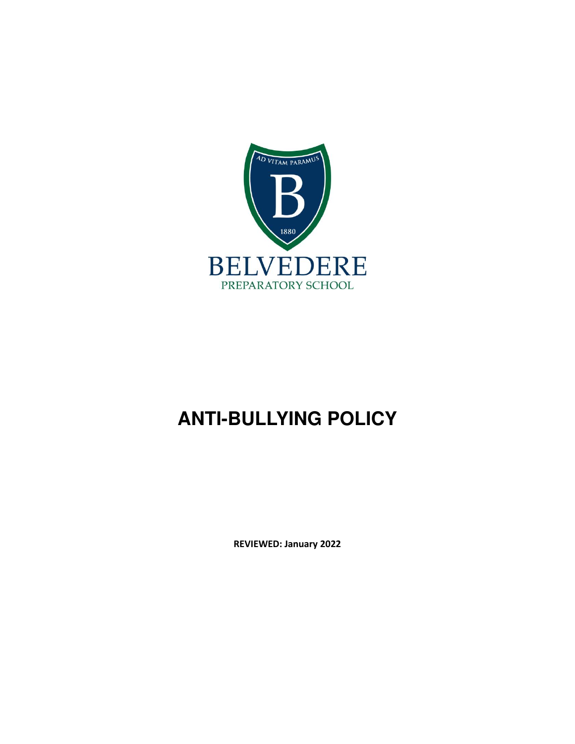AD VITAM PARAMUS

B

1880

BELVEDERE

PREPARATORY SCHOOL

# ANTI-BULLYING POLICY

**REVIEWED: January 2022**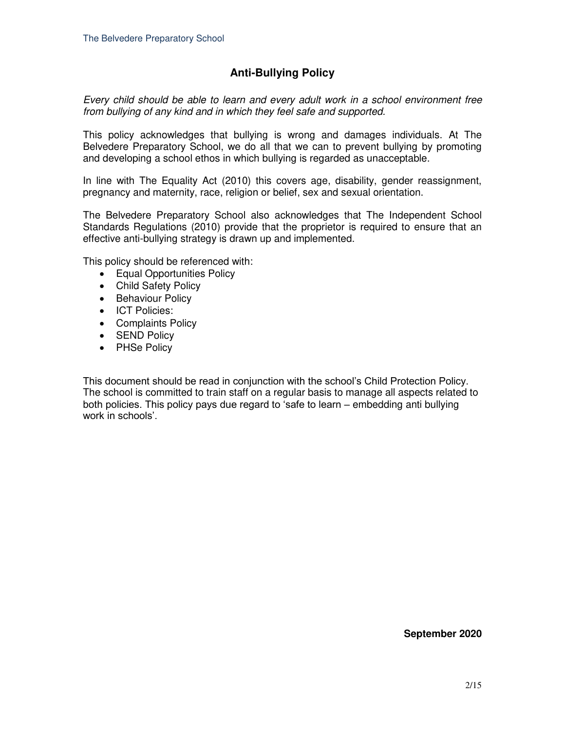# Anti-Bullying Policy

*Every child should be able to learn and every adult work in a school environment free from bullying of any kind and in which they feel safe and supported.*

This policy acknowledges that bullying is wrong and damages individuals. At The Belvedere Preparatory School, we do all that we can to prevent bullying by promoting and developing a school ethos in which bullying is regarded as unacceptable.

In line with The Equality Act (2010) this covers age, disability, gender reassignment, pregnancy and maternity, race, religion or belief, sex and sexual orientation.

The Belvedere Preparatory School also acknowledges that The Independent School Standards Regulations (2010) provide that the proprietor is required to ensure that an effective anti-bullying strategy is drawn up and implemented.

This policy should be referenced with:

- Equal Opportunities Policy
- Child Safety Policy
- Behaviour Policy
- ICT Policies:
- Complaints Policy
- SEND Policy
- PHSe Policy

This document should be read in conjunction with the school's Child Protection Policy. The school is committed to train staff on a regular basis to manage all aspects related to both policies. This policy pays due regard to 'safe to learn – embedding anti bullying work in schools'.

**September 2020**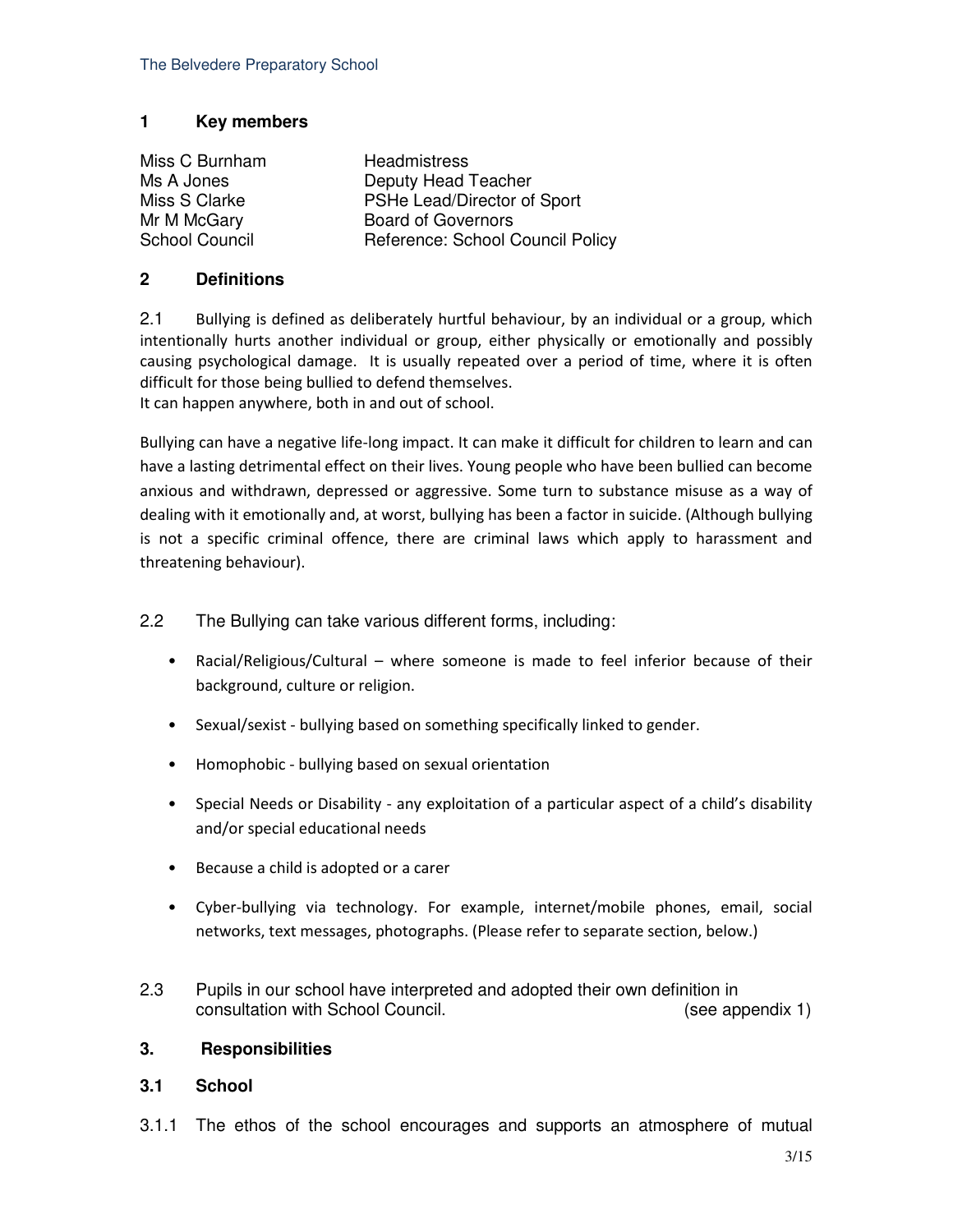## 1 Key members

| | |
|---|---|
| Miss C Burnham | Headmistress |
| Ms A Jones | Deputy Head Teacher |
| Miss S Clarke | PSHe Lead/Director of Sport |
| Mr M McGary | Board of Governors |
| School Council | Reference: School Council Policy |

## 2 Definitions

2.1 Bullying is defined as deliberately hurtful behaviour, by an individual or a group, which intentionally hurts another individual or group, either physically or emotionally and possibly causing psychological damage. It is usually repeated over a period of time, where it is often difficult for those being bullied to defend themselves.
It can happen anywhere, both in and out of school.

Bullying can have a negative life-long impact. It can make it difficult for children to learn and can have a lasting detrimental effect on their lives. Young people who have been bullied can become anxious and withdrawn, depressed or aggressive. Some turn to substance misuse as a way of dealing with it emotionally and, at worst, bullying has been a factor in suicide. (Although bullying is not a specific criminal offence, there are criminal laws which apply to harassment and threatening behaviour).

2.2 The Bullying can take various different forms, including:

- Racial/Religious/Cultural – where someone is made to feel inferior because of their background, culture or religion.
- Sexual/sexist - bullying based on something specifically linked to gender.
- Homophobic - bullying based on sexual orientation
- Special Needs or Disability - any exploitation of a particular aspect of a child's disability and/or special educational needs
- Because a child is adopted or a carer
- Cyber-bullying via technology. For example, internet/mobile phones, email, social networks, text messages, photographs. (Please refer to separate section, below.)

2.3 Pupils in our school have interpreted and adopted their own definition in consultation with School Council. (see appendix 1)

## 3. Responsibilities

### 3.1 School

3.1.1 The ethos of the school encourages and supports an atmosphere of mutual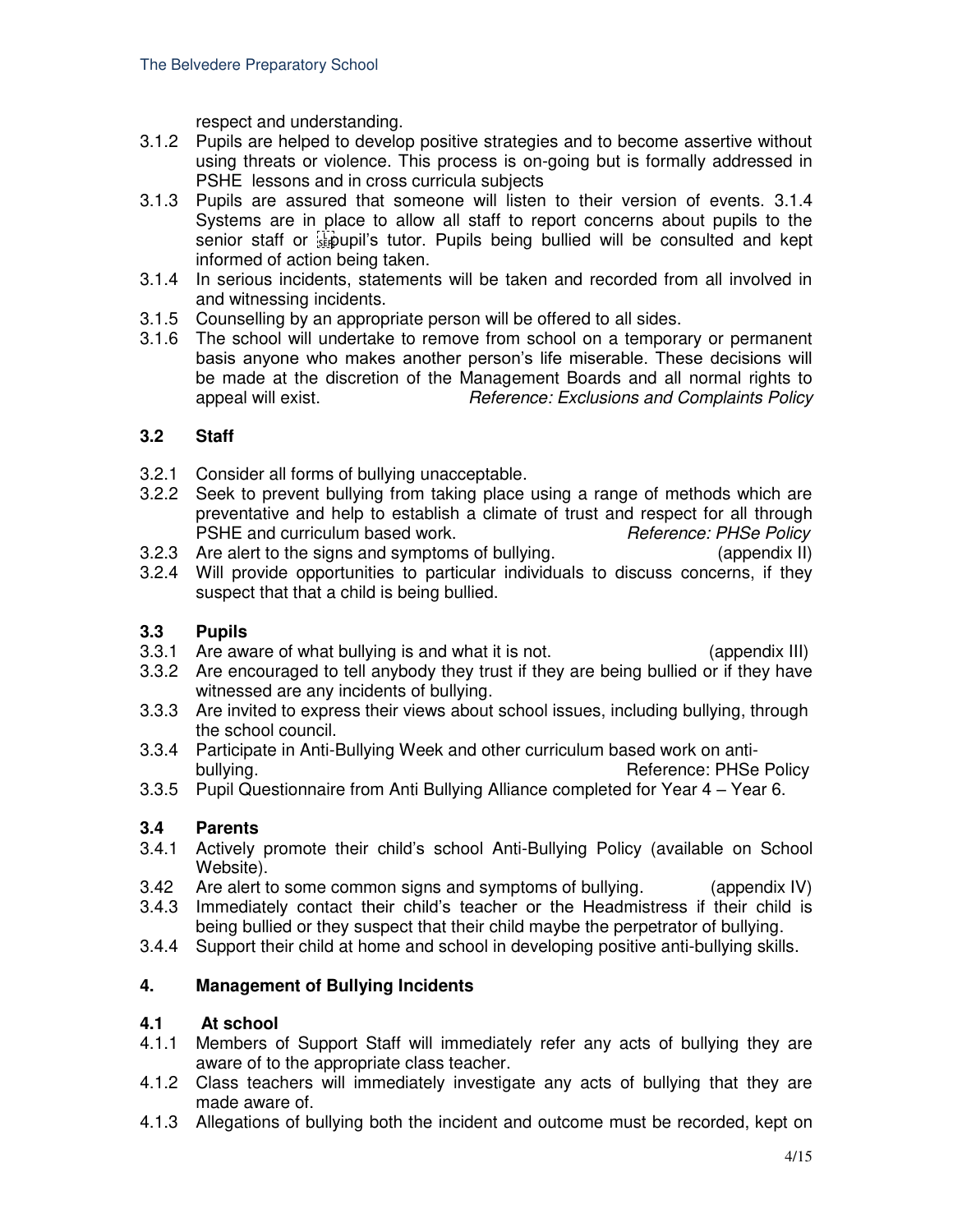respect and understanding.

3.1.2 Pupils are helped to develop positive strategies and to become assertive without using threats or violence. This process is on-going but is formally addressed in PSHE lessons and in cross curricula subjects

3.1.3 Pupils are assured that someone will listen to their version of events. 3.1.4 Systems are in place to allow all staff to report concerns about pupils to the senior staff or pupil's tutor. Pupils being bullied will be consulted and kept informed of action being taken.

3.1.4 In serious incidents, statements will be taken and recorded from all involved in and witnessing incidents.

3.1.5 Counselling by an appropriate person will be offered to all sides.

3.1.6 The school will undertake to remove from school on a temporary or permanent basis anyone who makes another person's life miserable. These decisions will be made at the discretion of the Management Boards and all normal rights to appeal will exist. *Reference: Exclusions and Complaints Policy*

### 3.2 Staff

3.2.1 Consider all forms of bullying unacceptable.

3.2.2 Seek to prevent bullying from taking place using a range of methods which are preventative and help to establish a climate of trust and respect for all through PSHE and curriculum based work. *Reference: PHSe Policy*

3.2.3 Are alert to the signs and symptoms of bullying. (appendix II)

3.2.4 Will provide opportunities to particular individuals to discuss concerns, if they suspect that that a child is being bullied.

### 3.3 Pupils

3.3.1 Are aware of what bullying is and what it is not. (appendix III)

3.3.2 Are encouraged to tell anybody they trust if they are being bullied or if they have witnessed are any incidents of bullying.

3.3.3 Are invited to express their views about school issues, including bullying, through the school council.

3.3.4 Participate in Anti-Bullying Week and other curriculum based work on anti-bullying. Reference: PHSe Policy

3.3.5 Pupil Questionnaire from Anti Bullying Alliance completed for Year 4 – Year 6.

### 3.4 Parents

3.4.1 Actively promote their child's school Anti-Bullying Policy (available on School Website).

3.42 Are alert to some common signs and symptoms of bullying. (appendix IV)

3.4.3 Immediately contact their child's teacher or the Headmistress if their child is being bullied or they suspect that their child maybe the perpetrator of bullying.

3.4.4 Support their child at home and school in developing positive anti-bullying skills.

## 4. Management of Bullying Incidents

### 4.1 At school

4.1.1 Members of Support Staff will immediately refer any acts of bullying they are aware of to the appropriate class teacher.

4.1.2 Class teachers will immediately investigate any acts of bullying that they are made aware of.

4.1.3 Allegations of bullying both the incident and outcome must be recorded, kept on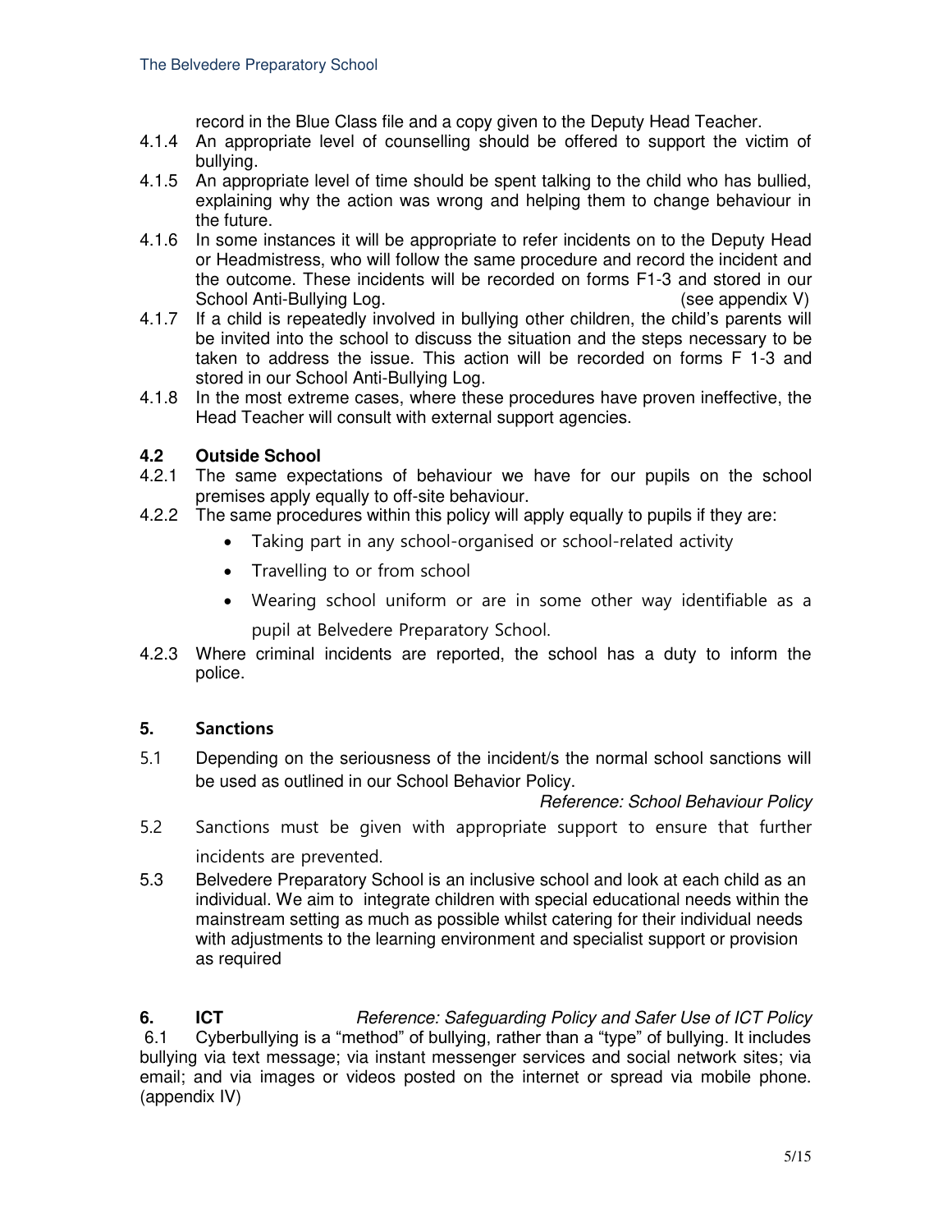record in the Blue Class file and a copy given to the Deputy Head Teacher.

4.1.4 An appropriate level of counselling should be offered to support the victim of bullying.

4.1.5 An appropriate level of time should be spent talking to the child who has bullied, explaining why the action was wrong and helping them to change behaviour in the future.

4.1.6 In some instances it will be appropriate to refer incidents on to the Deputy Head or Headmistress, who will follow the same procedure and record the incident and the outcome. These incidents will be recorded on forms F1-3 and stored in our School Anti-Bullying Log. (see appendix V)

4.1.7 If a child is repeatedly involved in bullying other children, the child's parents will be invited into the school to discuss the situation and the steps necessary to be taken to address the issue. This action will be recorded on forms F 1-3 and stored in our School Anti-Bullying Log.

4.1.8 In the most extreme cases, where these procedures have proven ineffective, the Head Teacher will consult with external support agencies.

### 4.2 Outside School

4.2.1 The same expectations of behaviour we have for our pupils on the school premises apply equally to off-site behaviour.

4.2.2 The same procedures within this policy will apply equally to pupils if they are:

- Taking part in any school-organised or school-related activity
- Travelling to or from school
- Wearing school uniform or are in some other way identifiable as a pupil at Belvedere Preparatory School.

4.2.3 Where criminal incidents are reported, the school has a duty to inform the police.

## 5. Sanctions

5.1 Depending on the seriousness of the incident/s the normal school sanctions will be used as outlined in our School Behavior Policy.

*Reference: School Behaviour Policy*

5.2 Sanctions must be given with appropriate support to ensure that further incidents are prevented.

5.3 Belvedere Preparatory School is an inclusive school and look at each child as an individual. We aim to integrate children with special educational needs within the mainstream setting as much as possible whilst catering for their individual needs with adjustments to the learning environment and specialist support or provision as required

## 6. ICT

*Reference: Safeguarding Policy and Safer Use of ICT Policy*

6.1 Cyberbullying is a "method" of bullying, rather than a "type" of bullying. It includes bullying via text message; via instant messenger services and social network sites; via email; and via images or videos posted on the internet or spread via mobile phone. (appendix IV)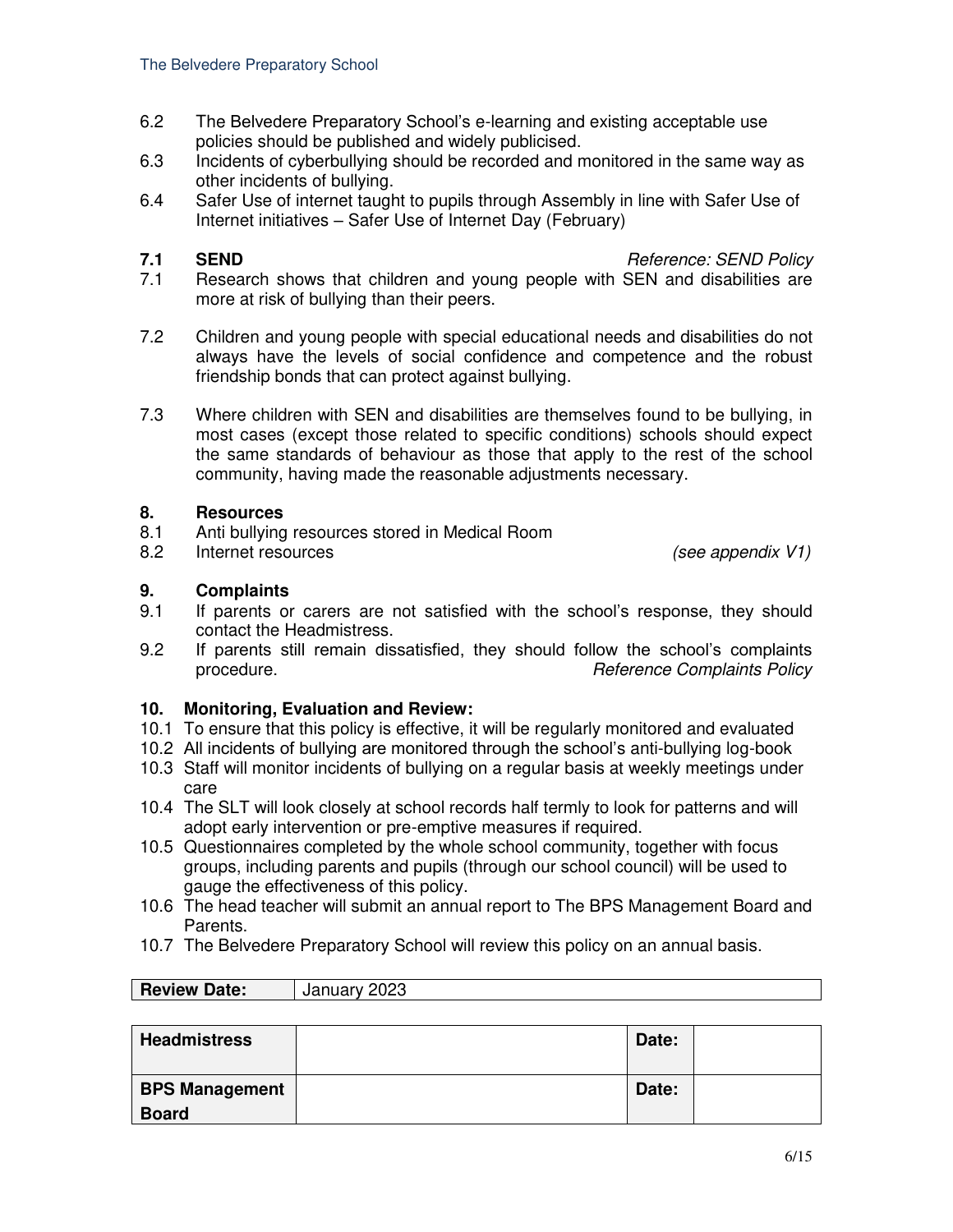6.2 The Belvedere Preparatory School's e-learning and existing acceptable use policies should be published and widely publicised.

6.3 Incidents of cyberbullying should be recorded and monitored in the same way as other incidents of bullying.

6.4 Safer Use of internet taught to pupils through Assembly in line with Safer Use of Internet initiatives – Safer Use of Internet Day (February)

**7.1 SEND** *Reference: SEND Policy*

7.1 Research shows that children and young people with SEN and disabilities are more at risk of bullying than their peers.

7.2 Children and young people with special educational needs and disabilities do not always have the levels of social confidence and competence and the robust friendship bonds that can protect against bullying.

7.3 Where children with SEN and disabilities are themselves found to be bullying, in most cases (except those related to specific conditions) schools should expect the same standards of behaviour as those that apply to the rest of the school community, having made the reasonable adjustments necessary.

## 8. Resources

8.1 Anti bullying resources stored in Medical Room

8.2 Internet resources *(see appendix V1)*

## 9. Complaints

9.1 If parents or carers are not satisfied with the school's response, they should contact the Headmistress.

9.2 If parents still remain dissatisfied, they should follow the school's complaints procedure. *Reference Complaints Policy*

## 10. Monitoring, Evaluation and Review:

10.1 To ensure that this policy is effective, it will be regularly monitored and evaluated

10.2 All incidents of bullying are monitored through the school's anti-bullying log-book

10.3 Staff will monitor incidents of bullying on a regular basis at weekly meetings under care

10.4 The SLT will look closely at school records half termly to look for patterns and will adopt early intervention or pre-emptive measures if required.

10.5 Questionnaires completed by the whole school community, together with focus groups, including parents and pupils (through our school council) will be used to gauge the effectiveness of this policy.

10.6 The head teacher will submit an annual report to The BPS Management Board and Parents.

10.7 The Belvedere Preparatory School will review this policy on an annual basis.

| **Review Date:** | January 2023 |
|---|---|

| **Headmistress** | | **Date:** | |
|---|---|---|---|
| **BPS Management Board** | | **Date:** | |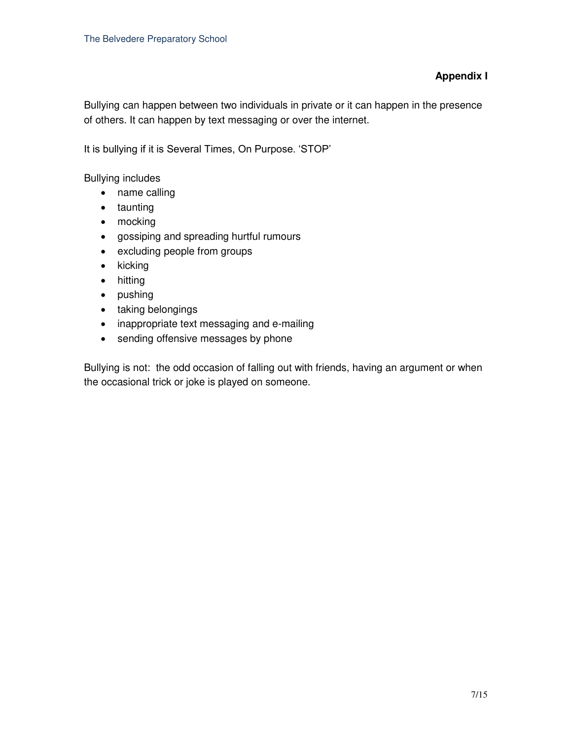## Appendix I

Bullying can happen between two individuals in private or it can happen in the presence of others. It can happen by text messaging or over the internet.

It is bullying if it is Several Times, On Purpose. 'STOP'

Bullying includes

- name calling
- taunting
- mocking
- gossiping and spreading hurtful rumours
- excluding people from groups
- kicking
- hitting
- pushing
- taking belongings
- inappropriate text messaging and e-mailing
- sending offensive messages by phone

Bullying is not: the odd occasion of falling out with friends, having an argument or when the occasional trick or joke is played on someone.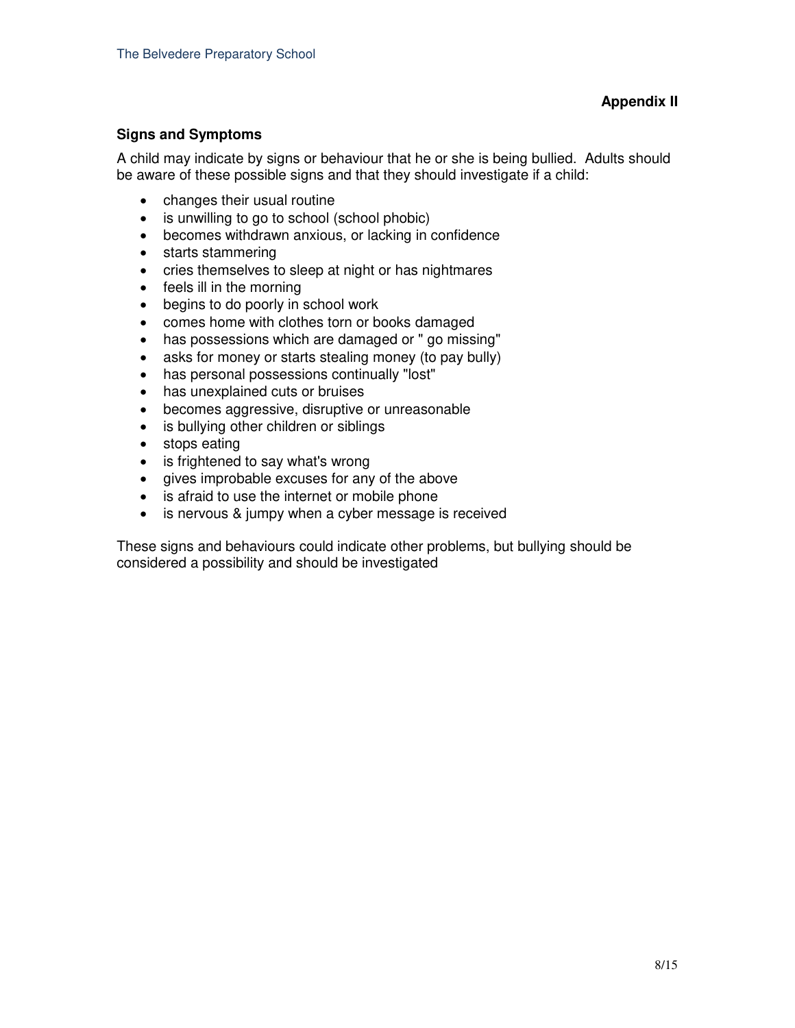**Appendix II**

### Signs and Symptoms

A child may indicate by signs or behaviour that he or she is being bullied. Adults should be aware of these possible signs and that they should investigate if a child:

- changes their usual routine
- is unwilling to go to school (school phobic)
- becomes withdrawn anxious, or lacking in confidence
- starts stammering
- cries themselves to sleep at night or has nightmares
- feels ill in the morning
- begins to do poorly in school work
- comes home with clothes torn or books damaged
- has possessions which are damaged or " go missing"
- asks for money or starts stealing money (to pay bully)
- has personal possessions continually "lost"
- has unexplained cuts or bruises
- becomes aggressive, disruptive or unreasonable
- is bullying other children or siblings
- stops eating
- is frightened to say what's wrong
- gives improbable excuses for any of the above
- is afraid to use the internet or mobile phone
- is nervous & jumpy when a cyber message is received

These signs and behaviours could indicate other problems, but bullying should be considered a possibility and should be investigated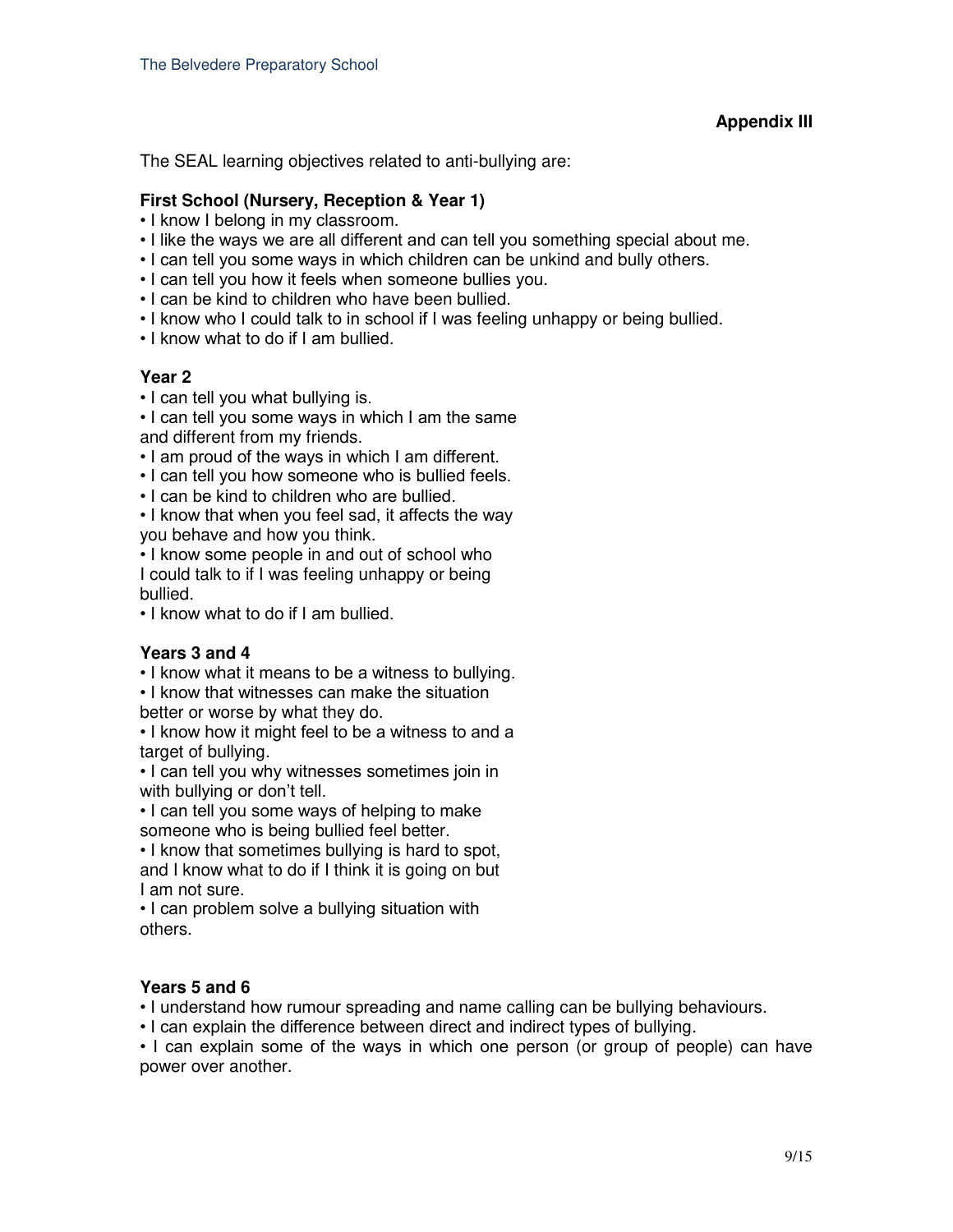## Appendix III

The SEAL learning objectives related to anti-bullying are:

**First School (Nursery, Reception & Year 1)**

- I know I belong in my classroom.
- I like the ways we are all different and can tell you something special about me.
- I can tell you some ways in which children can be unkind and bully others.
- I can tell you how it feels when someone bullies you.
- I can be kind to children who have been bullied.
- I know who I could talk to in school if I was feeling unhappy or being bullied.
- I know what to do if I am bullied.

**Year 2**

- I can tell you what bullying is.
- I can tell you some ways in which I am the same and different from my friends.
- I am proud of the ways in which I am different.
- I can tell you how someone who is bullied feels.
- I can be kind to children who are bullied.
- I know that when you feel sad, it affects the way you behave and how you think.
- I know some people in and out of school who I could talk to if I was feeling unhappy or being bullied.
- I know what to do if I am bullied.

**Years 3 and 4**

- I know what it means to be a witness to bullying.
- I know that witnesses can make the situation better or worse by what they do.
- I know how it might feel to be a witness to and a target of bullying.
- I can tell you why witnesses sometimes join in with bullying or don't tell.
- I can tell you some ways of helping to make someone who is being bullied feel better.
- I know that sometimes bullying is hard to spot, and I know what to do if I think it is going on but I am not sure.
- I can problem solve a bullying situation with others.

**Years 5 and 6**

- I understand how rumour spreading and name calling can be bullying behaviours.
- I can explain the difference between direct and indirect types of bullying.
- I can explain some of the ways in which one person (or group of people) can have power over another.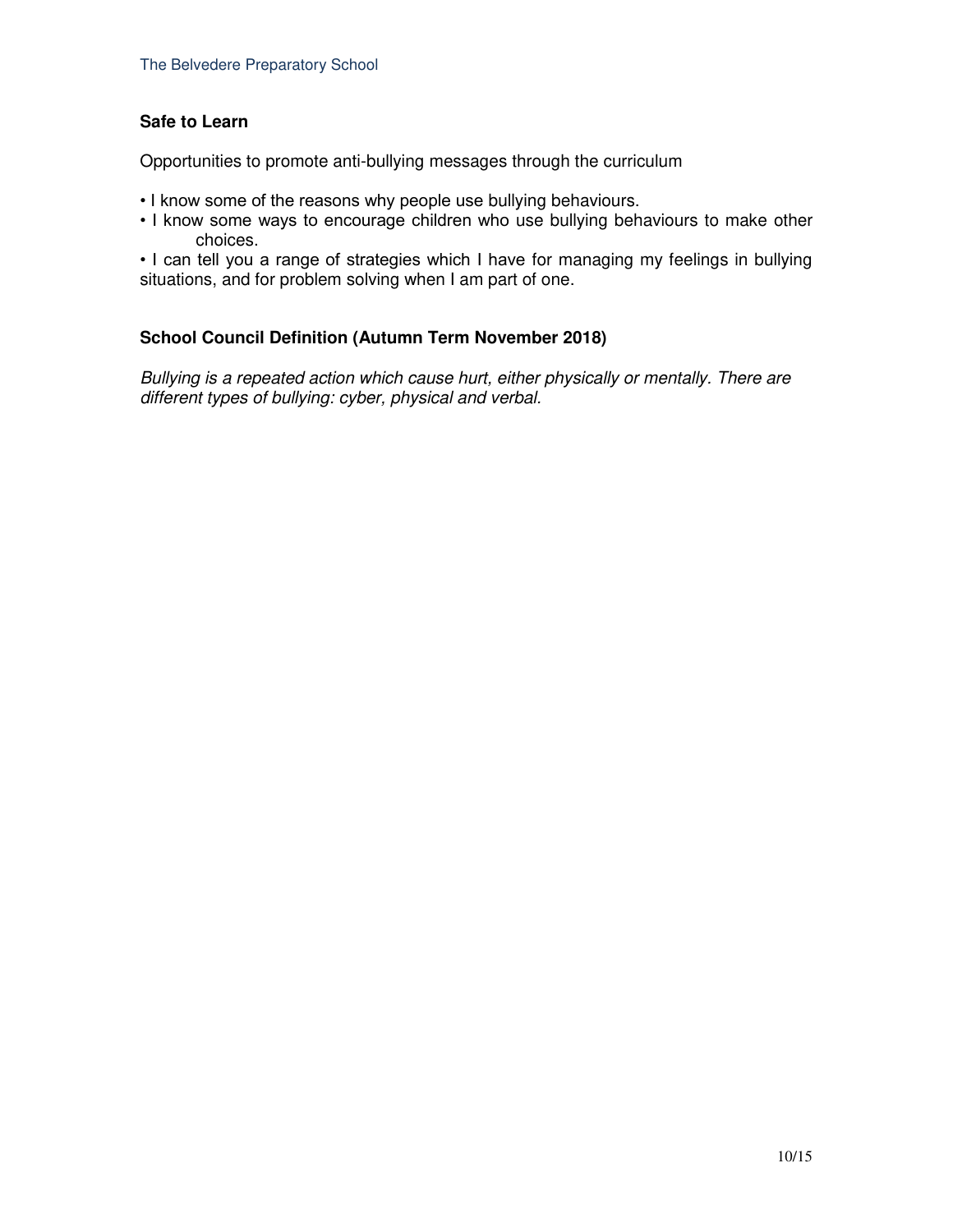**Safe to Learn**

Opportunities to promote anti-bullying messages through the curriculum

- I know some of the reasons why people use bullying behaviours.
- I know some ways to encourage children who use bullying behaviours to make other choices.
- I can tell you a range of strategies which I have for managing my feelings in bullying situations, and for problem solving when I am part of one.

**School Council Definition (Autumn Term November 2018)**

*Bullying is a repeated action which cause hurt, either physically or mentally. There are different types of bullying: cyber, physical and verbal.*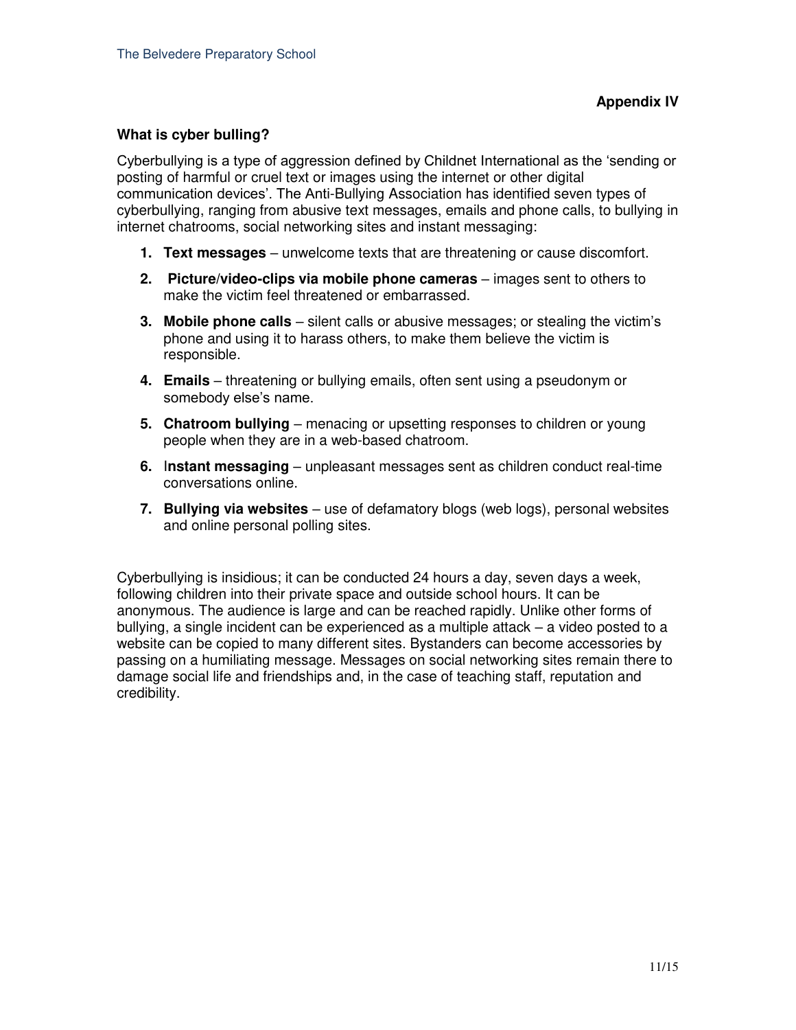**Appendix IV**

### What is cyber bulling?

Cyberbullying is a type of aggression defined by Childnet International as the 'sending or posting of harmful or cruel text or images using the internet or other digital communication devices'. The Anti-Bullying Association has identified seven types of cyberbullying, ranging from abusive text messages, emails and phone calls, to bullying in internet chatrooms, social networking sites and instant messaging:

1. **Text messages** – unwelcome texts that are threatening or cause discomfort.
2. **Picture/video-clips via mobile phone cameras** – images sent to others to make the victim feel threatened or embarrassed.
3. **Mobile phone calls** – silent calls or abusive messages; or stealing the victim's phone and using it to harass others, to make them believe the victim is responsible.
4. **Emails** – threatening or bullying emails, often sent using a pseudonym or somebody else's name.
5. **Chatroom bullying** – menacing or upsetting responses to children or young people when they are in a web-based chatroom.
6. **Instant messaging** – unpleasant messages sent as children conduct real-time conversations online.
7. **Bullying via websites** – use of defamatory blogs (web logs), personal websites and online personal polling sites.

Cyberbullying is insidious; it can be conducted 24 hours a day, seven days a week, following children into their private space and outside school hours. It can be anonymous. The audience is large and can be reached rapidly. Unlike other forms of bullying, a single incident can be experienced as a multiple attack – a video posted to a website can be copied to many different sites. Bystanders can become accessories by passing on a humiliating message. Messages on social networking sites remain there to damage social life and friendships and, in the case of teaching staff, reputation and credibility.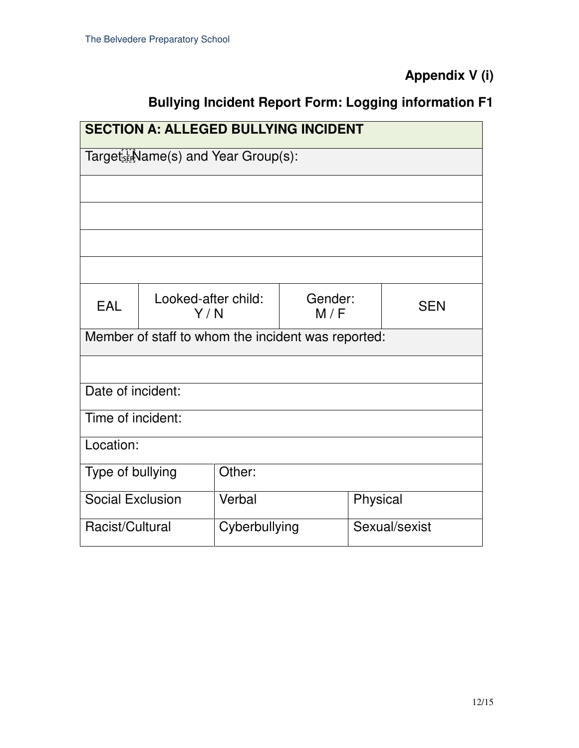**Appendix V (i)**

**Bullying Incident Report Form: Logging information F1**

| **SECTION A: ALLEGED BULLYING INCIDENT** | | | |
|---|---|---|---|
| Target Name(s) and Year Group(s): | | | |
| | | | |
| | | | |
| | | | |
| | | | |
| EAL | Looked-after child: Y / N | Gender: M / F | SEN |
| Member of staff to whom the incident was reported: | | | |
| | | | |
| Date of incident: | | | |
| Time of incident: | | | |
| Location: | | | |

| Type of bullying | Other: | |
|---|---|---|
| Social Exclusion | Verbal | Physical |
| Racist/Cultural | Cyberbullying | Sexual/sexist |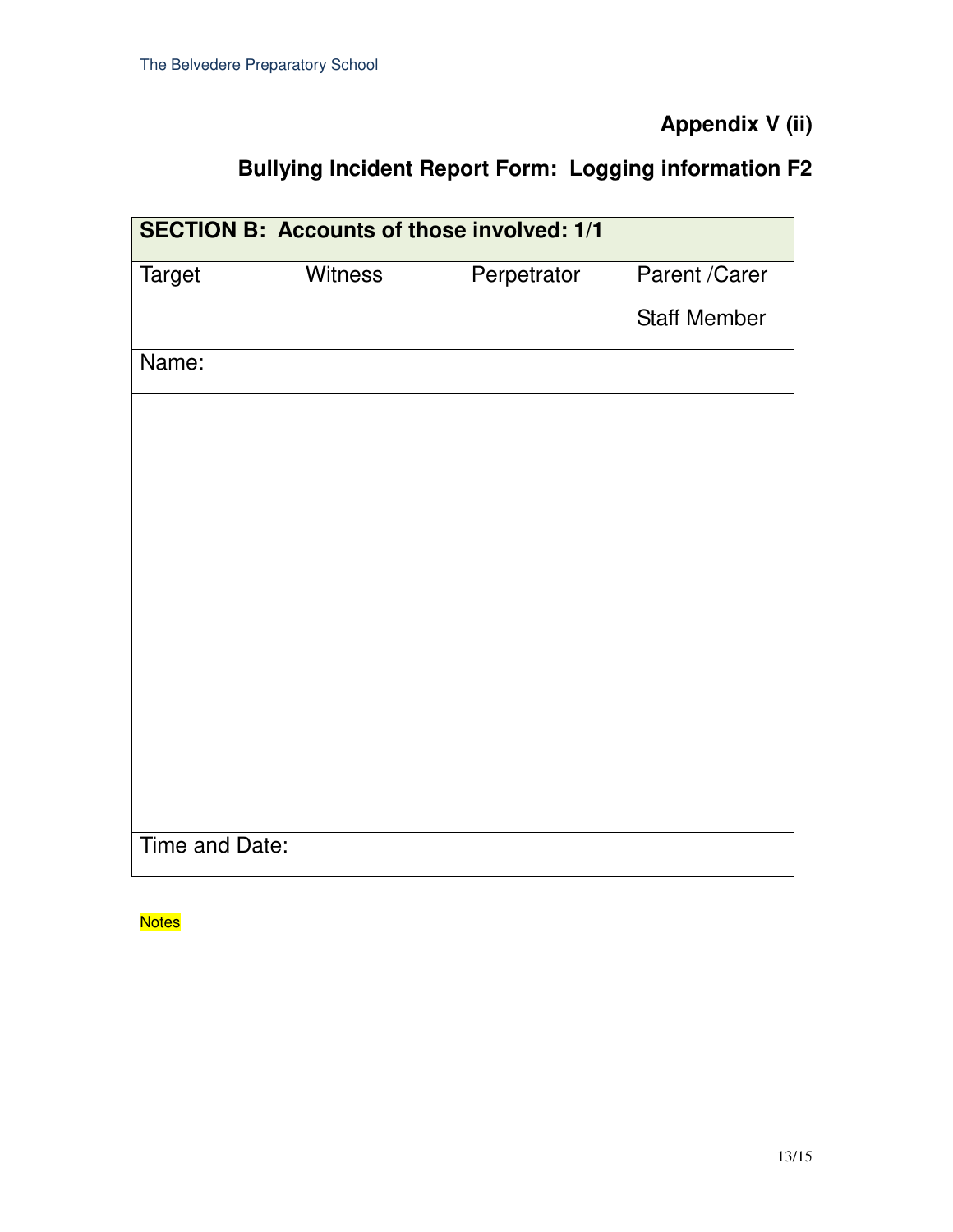**Appendix V (ii)**

**Bullying Incident Report Form: Logging information F2**

| **SECTION B: Accounts of those involved: 1/1** | | | |
|---|---|---|---|
| Target | Witness | Perpetrator | Parent /Carer<br><br>Staff Member |
| Name: | | | |
| | | | |
| Time and Date: | | | |

Notes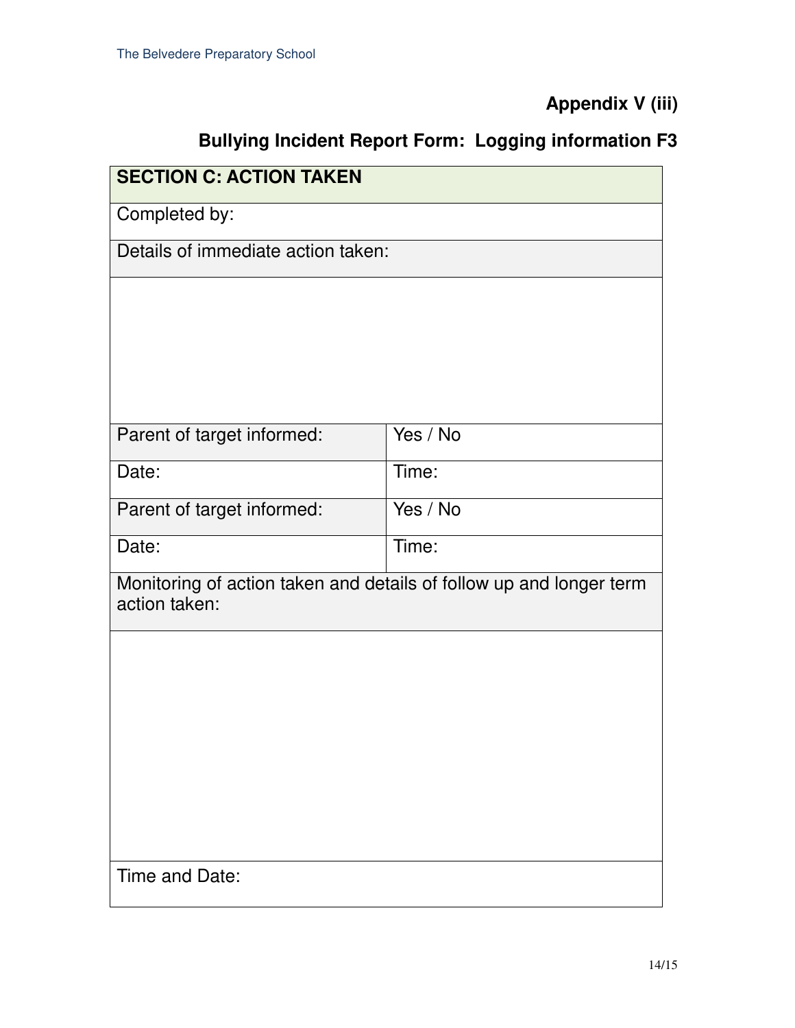**Appendix V (iii)**

**Bullying Incident Report Form: Logging information F3**

| **SECTION C: ACTION TAKEN** | |
|---|---|
| Completed by: | |
| Details of immediate action taken: | |
| | |
| Parent of target informed: | Yes / No |
| Date: | Time: |
| Parent of target informed: | Yes / No |
| Date: | Time: |
| Monitoring of action taken and details of follow up and longer term action taken: | |
| | |
| Time and Date: | |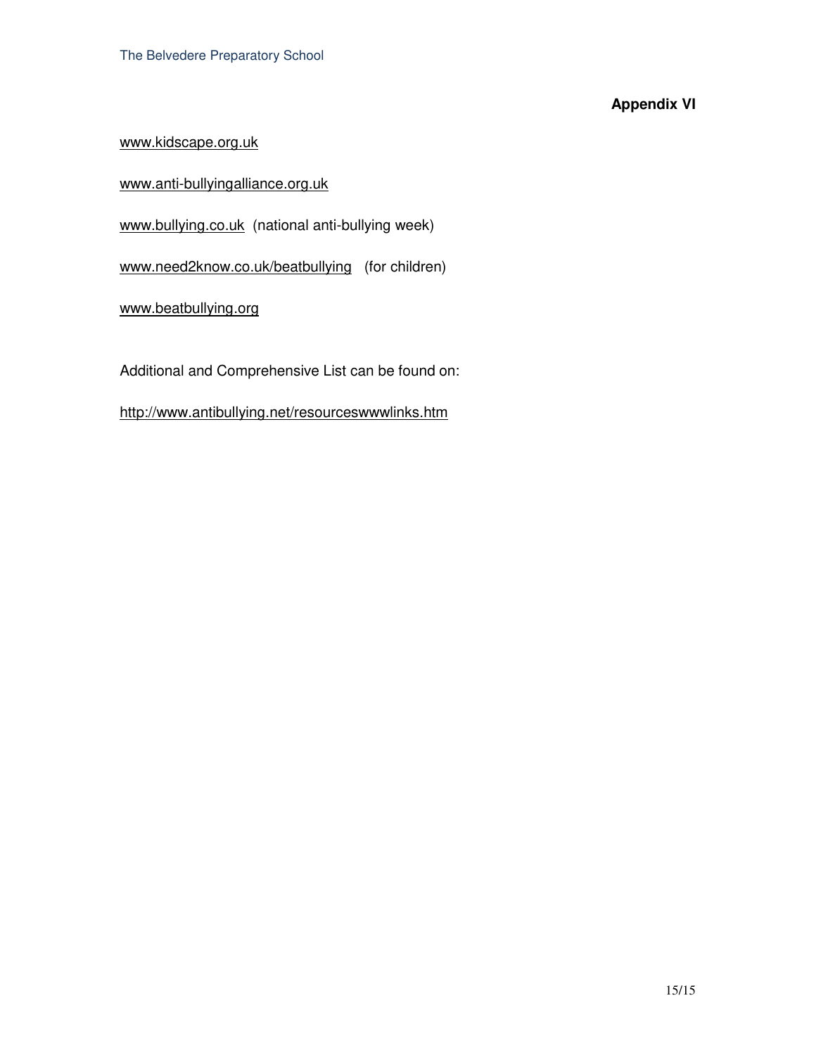**Appendix VI**

www.kidscape.org.uk

www.anti-bullyingalliance.org.uk

www.bullying.co.uk (national anti-bullying week)

www.need2know.co.uk/beatbullying (for children)

www.beatbullying.org

Additional and Comprehensive List can be found on:

http://www.antibullying.net/resourceswwwlinks.htm